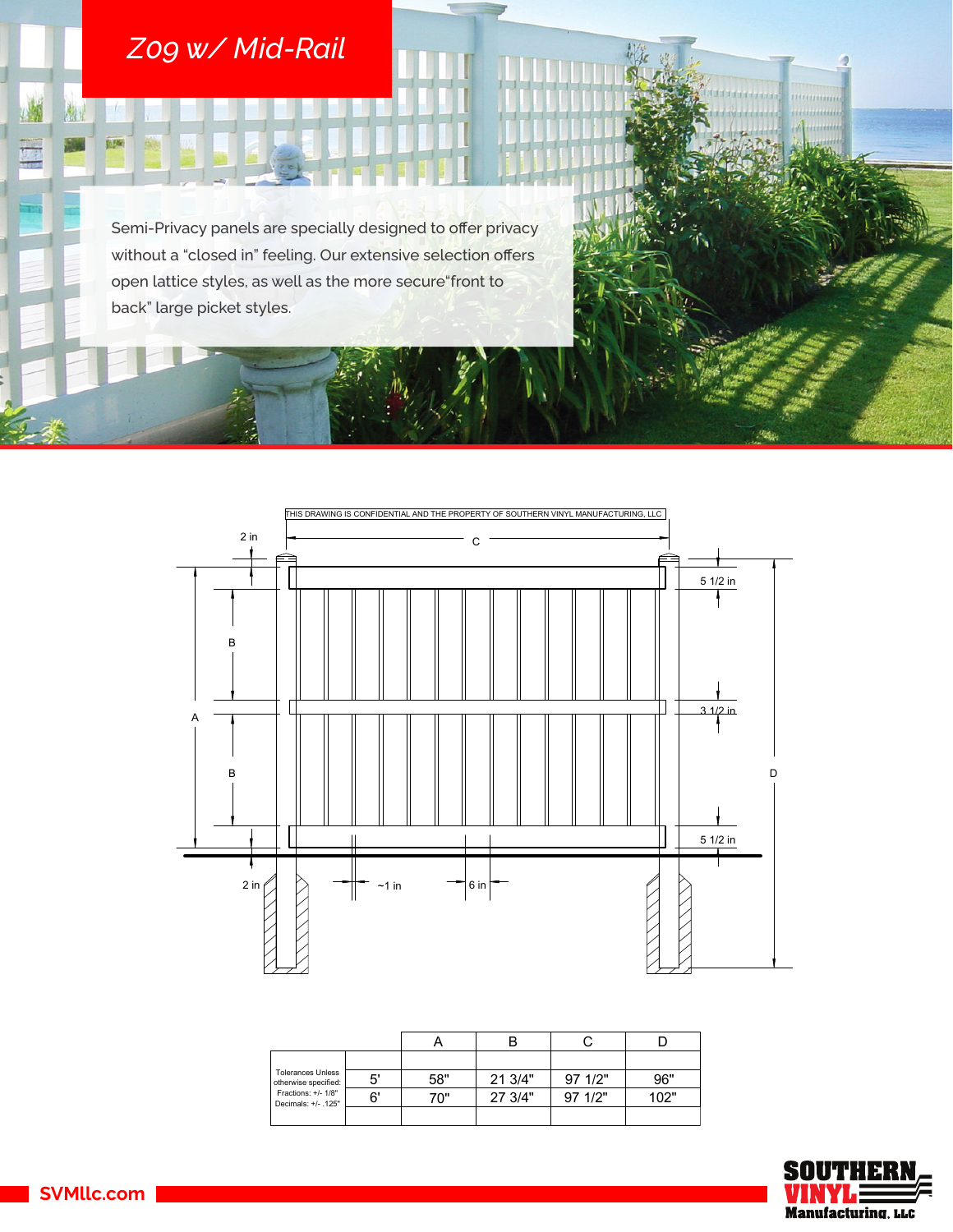# Z09 w/ Mid-Rail

Semi-Privacy panels are specially designed to offer privacy without a "closed in" feeling. Our extensive selection offers open lattice styles, as well as the more secure"front to back" large picket styles.

THIS DRAWING IS CONFIDENTIAL AND THE PROPERTY OF SOUTHERN VINYL MANUFACTURING, LLC

| Tolerances Unless otherwise specified: Fractions: +/- 1/8" Decimals: +/- .125" | | A | B | C | D |
|---|---|---|---|---|---|
| | 5' | 58" | 21 3/4" | 97 1/2" | 96" |
| | 6' | 70" | 27 3/4" | 97 1/2" | 102" |

SVMllc.com

SOUTHERN VINYL Manufacturing, LLC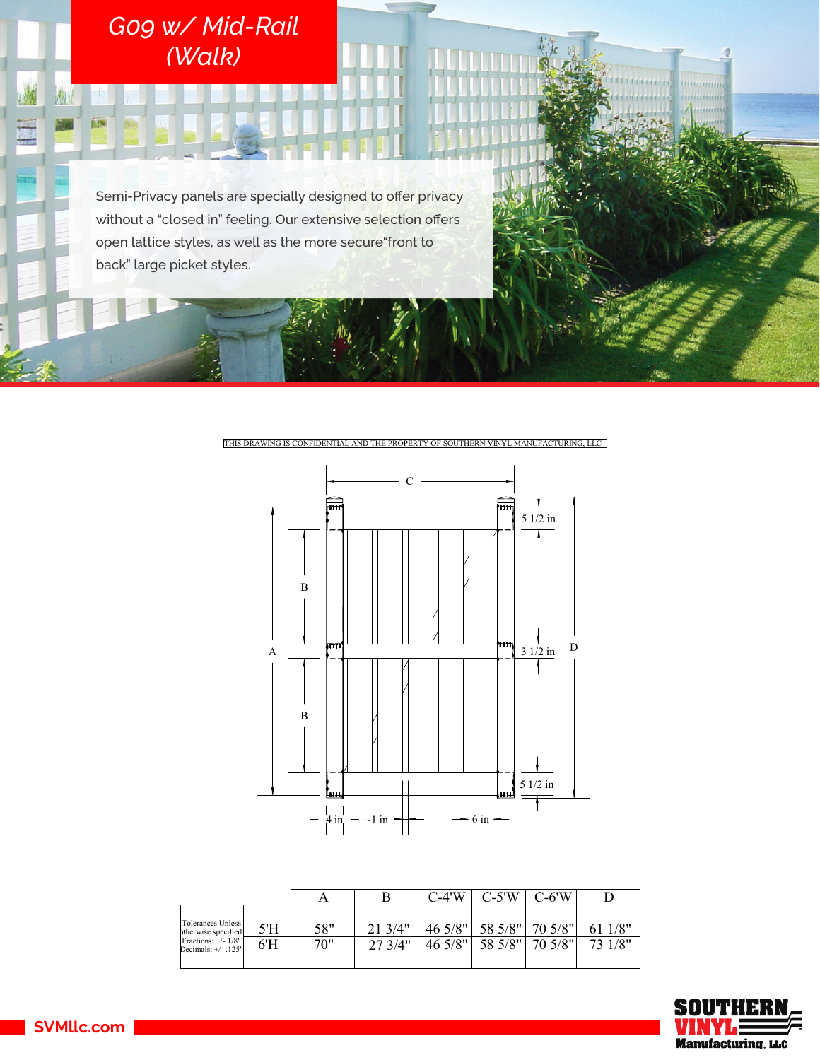# G09 w/ Mid-Rail (Walk)

Semi-Privacy panels are specially designed to offer privacy without a "closed in" feeling. Our extensive selection offers open lattice styles, as well as the more secure"front to back" large picket styles.

THIS DRAWING IS CONFIDENTIAL AND THE PROPERTY OF SOUTHERN VINYL MANUFACTURING, LLC

C

A

B

B

D

5 1/2 in

3 1/2 in

5 1/2 in

4 in

~1 in

6 in

| | | A | B | C-4'W | C-5'W | C-6'W | D |
|---|---|---|---|---|---|---|---|
| Tolerances Unless otherwise specified: Fractions: +/- 1/8" Decimals: +/- .125" | 5'H | 58" | 21 3/4" | 46 5/8" | 58 5/8" | 70 5/8" | 61 1/8" |
| | 6'H | 70" | 27 3/4" | 46 5/8" | 58 5/8" | 70 5/8" | 73 1/8" |

SVMllc.com

SOUTHERN VINYL Manufacturing, LLC